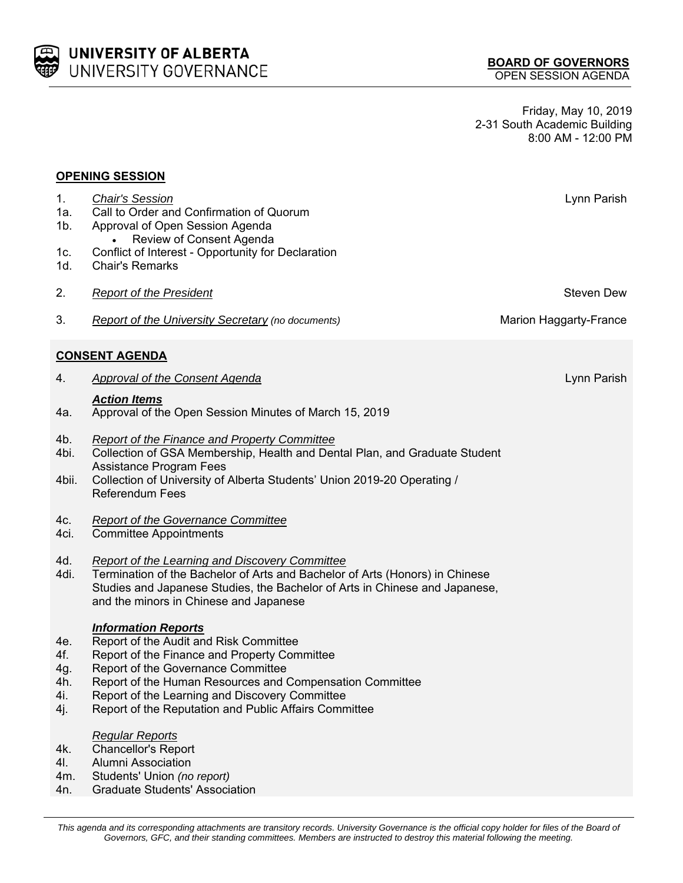**UNIVERSITY OF ALBERTA**
UNIVERSITY GOVERNANCE

**BOARD OF GOVERNORS**
OPEN SESSION AGENDA

Friday, May 10, 2019
2-31 South Academic Building
8:00 AM - 12:00 PM

## OPENING SESSION

1. *Chair's Session* — Lynn Parish
   - 1a. Call to Order and Confirmation of Quorum
   - 1b. Approval of Open Session Agenda
     - Review of Consent Agenda
   - 1c. Conflict of Interest - Opportunity for Declaration
   - 1d. Chair's Remarks

2. *Report of the President* — Steven Dew

3. *Report of the University Secretary* *(no documents)* — Marion Haggarty-France

## CONSENT AGENDA

4. *Approval of the Consent Agenda* — Lynn Parish

***Action Items***

- 4a. Approval of the Open Session Minutes of March 15, 2019
- 4b. *Report of the Finance and Property Committee*
  - 4bi. Collection of GSA Membership, Health and Dental Plan, and Graduate Student Assistance Program Fees
  - 4bii. Collection of University of Alberta Students' Union 2019-20 Operating / Referendum Fees
- 4c. *Report of the Governance Committee*
  - 4ci. Committee Appointments
- 4d. *Report of the Learning and Discovery Committee*
  - 4di. Termination of the Bachelor of Arts and Bachelor of Arts (Honors) in Chinese Studies and Japanese Studies, the Bachelor of Arts in Chinese and Japanese, and the minors in Chinese and Japanese

***Information Reports***

- 4e. Report of the Audit and Risk Committee
- 4f. Report of the Finance and Property Committee
- 4g. Report of the Governance Committee
- 4h. Report of the Human Resources and Compensation Committee
- 4i. Report of the Learning and Discovery Committee
- 4j. Report of the Reputation and Public Affairs Committee

*Regular Reports*

- 4k. Chancellor's Report
- 4l. Alumni Association
- 4m. Students' Union *(no report)*
- 4n. Graduate Students' Association

*This agenda and its corresponding attachments are transitory records. University Governance is the official copy holder for files of the Board of Governors, GFC, and their standing committees. Members are instructed to destroy this material following the meeting.*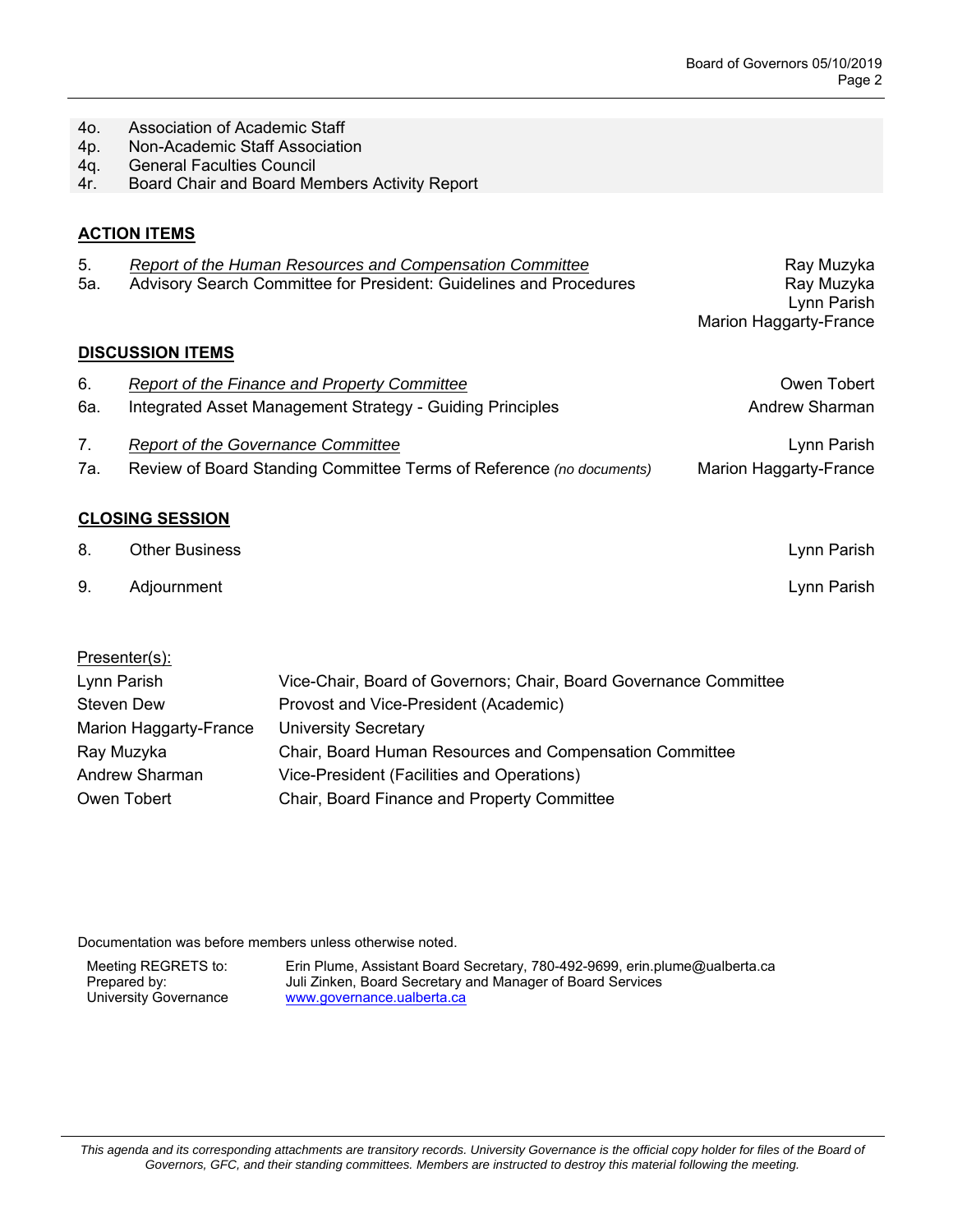4o. Association of Academic Staff
4p. Non-Academic Staff Association
4q. General Faculties Council
4r. Board Chair and Board Members Activity Report

**ACTION ITEMS**

| | | |
|---|---|---|
| 5. | *Report of the Human Resources and Compensation Committee* | Ray Muzyka |
| 5a. | Advisory Search Committee for President: Guidelines and Procedures | Ray Muzyka<br>Lynn Parish<br>Marion Haggarty-France |

**DISCUSSION ITEMS**

| | | |
|---|---|---|
| 6. | *Report of the Finance and Property Committee* | Owen Tobert |
| 6a. | Integrated Asset Management Strategy - Guiding Principles | Andrew Sharman |
| 7. | *Report of the Governance Committee* | Lynn Parish |
| 7a. | Review of Board Standing Committee Terms of Reference *(no documents)* | Marion Haggarty-France |

**CLOSING SESSION**

| | | |
|---|---|---|
| 8. | Other Business | Lynn Parish |
| 9. | Adjournment | Lynn Parish |

Presenter(s):

| | |
|---|---|
| Lynn Parish | Vice-Chair, Board of Governors; Chair, Board Governance Committee |
| Steven Dew | Provost and Vice-President (Academic) |
| Marion Haggarty-France | University Secretary |
| Ray Muzyka | Chair, Board Human Resources and Compensation Committee |
| Andrew Sharman | Vice-President (Facilities and Operations) |
| Owen Tobert | Chair, Board Finance and Property Committee |

Documentation was before members unless otherwise noted.

| | |
|---|---|
| Meeting REGRETS to: | Erin Plume, Assistant Board Secretary, 780-492-9699, erin.plume@ualberta.ca |
| Prepared by: | Juli Zinken, Board Secretary and Manager of Board Services |
| University Governance | www.governance.ualberta.ca |

*This agenda and its corresponding attachments are transitory records. University Governance is the official copy holder for files of the Board of Governors, GFC, and their standing committees. Members are instructed to destroy this material following the meeting.*